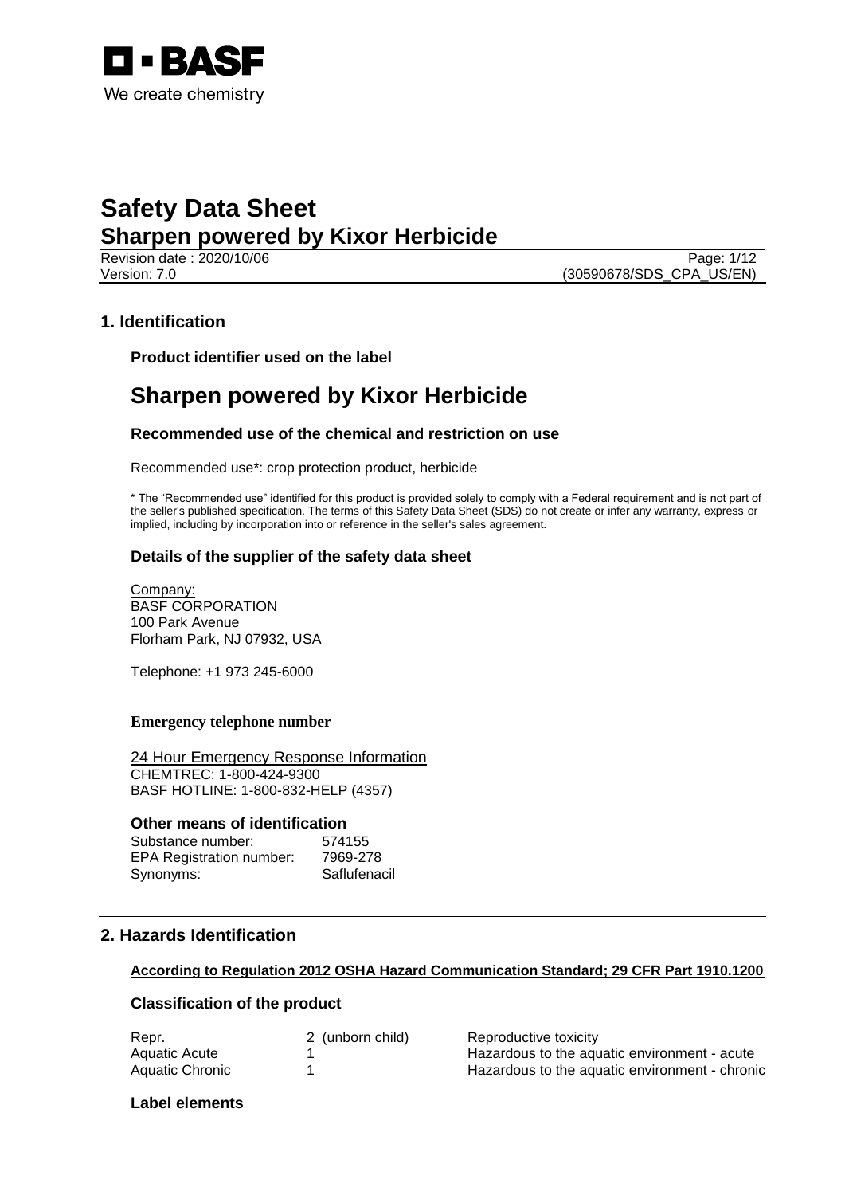# Safety Data Sheet
# Sharpen powered by Kixor Herbicide

Revision date : 2020/10/06
Version: 7.0
(30590678/SDS_CPA_US/EN)

## 1. Identification

### Product identifier used on the label

# Sharpen powered by Kixor Herbicide

### Recommended use of the chemical and restriction on use

Recommended use*: crop protection product, herbicide

* The "Recommended use" identified for this product is provided solely to comply with a Federal requirement and is not part of the seller's published specification. The terms of this Safety Data Sheet (SDS) do not create or infer any warranty, express or implied, including by incorporation into or reference in the seller's sales agreement.

### Details of the supplier of the safety data sheet

Company:
BASF CORPORATION
100 Park Avenue
Florham Park, NJ 07932, USA

Telephone: +1 973 245-6000

**Emergency telephone number**

24 Hour Emergency Response Information
CHEMTREC: 1-800-424-9300
BASF HOTLINE: 1-800-832-HELP (4357)

### Other means of identification

| | |
|---|---|
| Substance number: | 574155 |
| EPA Registration number: | 7969-278 |
| Synonyms: | Saflufenacil |

## 2. Hazards Identification

**According to Regulation 2012 OSHA Hazard Communication Standard; 29 CFR Part 1910.1200**

### Classification of the product

| | | |
|---|---|---|
| Repr. | 2 (unborn child) | Reproductive toxicity |
| Aquatic Acute | 1 | Hazardous to the aquatic environment - acute |
| Aquatic Chronic | 1 | Hazardous to the aquatic environment - chronic |

### Label elements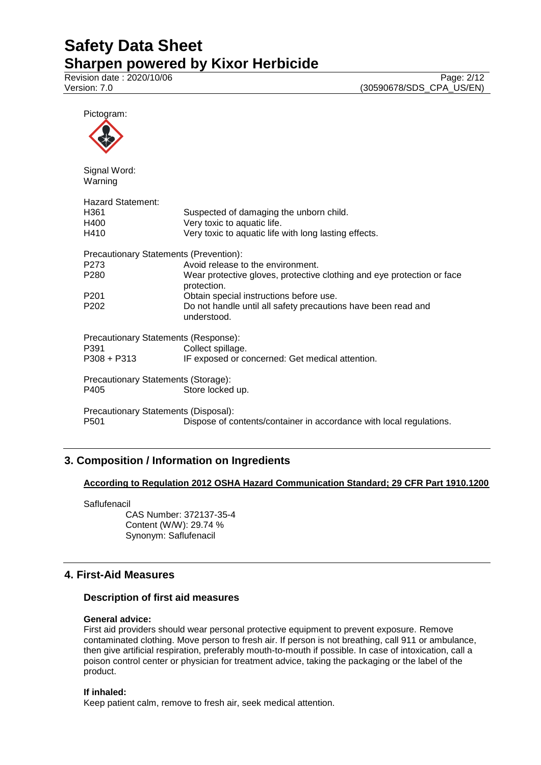Pictogram:

Signal Word:
Warning

Hazard Statement:

| | |
|---|---|
| H361 | Suspected of damaging the unborn child. |
| H400 | Very toxic to aquatic life. |
| H410 | Very toxic to aquatic life with long lasting effects. |

Precautionary Statements (Prevention):

| | |
|---|---|
| P273 | Avoid release to the environment. |
| P280 | Wear protective gloves, protective clothing and eye protection or face protection. |
| P201 | Obtain special instructions before use. |
| P202 | Do not handle until all safety precautions have been read and understood. |

Precautionary Statements (Response):

| | |
|---|---|
| P391 | Collect spillage. |
| P308 + P313 | IF exposed or concerned: Get medical attention. |

Precautionary Statements (Storage):

| | |
|---|---|
| P405 | Store locked up. |

Precautionary Statements (Disposal):

| | |
|---|---|
| P501 | Dispose of contents/container in accordance with local regulations. |

## 3. Composition / Information on Ingredients

**According to Regulation 2012 OSHA Hazard Communication Standard; 29 CFR Part 1910.1200**

Saflufenacil
CAS Number: 372137-35-4
Content (W/W): 29.74 %
Synonym: Saflufenacil

## 4. First-Aid Measures

### Description of first aid measures

**General advice:**
First aid providers should wear personal protective equipment to prevent exposure. Remove contaminated clothing. Move person to fresh air. If person is not breathing, call 911 or ambulance, then give artificial respiration, preferably mouth-to-mouth if possible. In case of intoxication, call a poison control center or physician for treatment advice, taking the packaging or the label of the product.

**If inhaled:**
Keep patient calm, remove to fresh air, seek medical attention.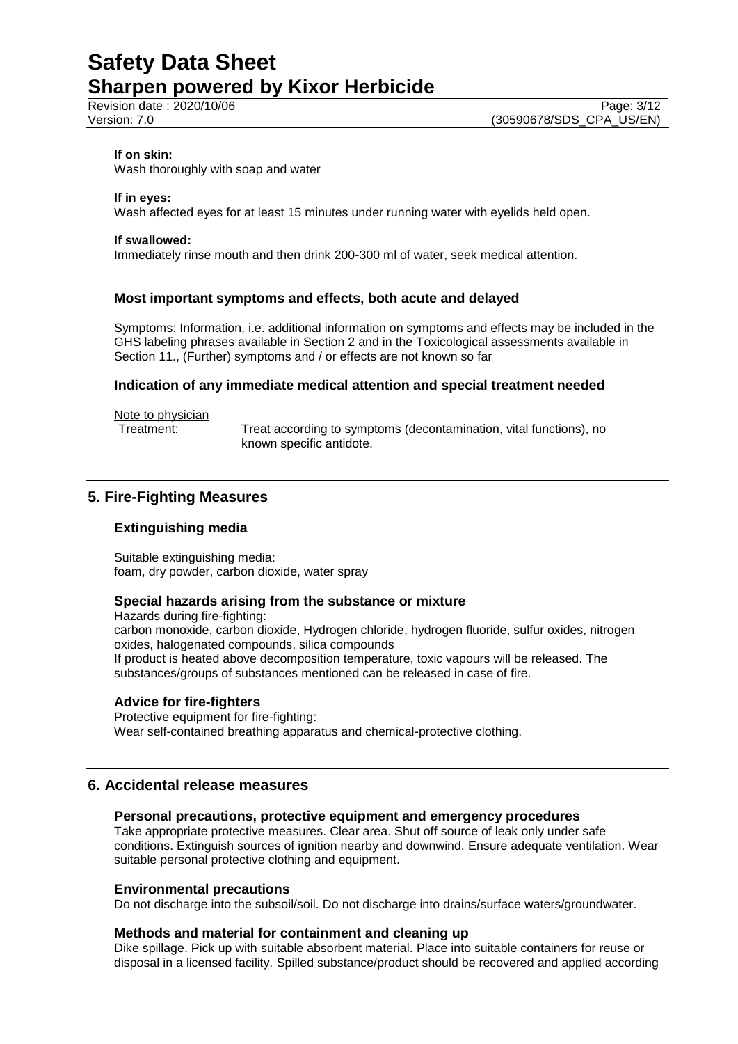**If on skin:**
Wash thoroughly with soap and water

**If in eyes:**
Wash affected eyes for at least 15 minutes under running water with eyelids held open.

**If swallowed:**
Immediately rinse mouth and then drink 200-300 ml of water, seek medical attention.

### Most important symptoms and effects, both acute and delayed

Symptoms: Information, i.e. additional information on symptoms and effects may be included in the GHS labeling phrases available in Section 2 and in the Toxicological assessments available in Section 11., (Further) symptoms and / or effects are not known so far

### Indication of any immediate medical attention and special treatment needed

Note to physician

Treatment: Treat according to symptoms (decontamination, vital functions), no known specific antidote.

## 5. Fire-Fighting Measures

### Extinguishing media

Suitable extinguishing media:
foam, dry powder, carbon dioxide, water spray

### Special hazards arising from the substance or mixture

Hazards during fire-fighting:
carbon monoxide, carbon dioxide, Hydrogen chloride, hydrogen fluoride, sulfur oxides, nitrogen oxides, halogenated compounds, silica compounds
If product is heated above decomposition temperature, toxic vapours will be released. The substances/groups of substances mentioned can be released in case of fire.

### Advice for fire-fighters

Protective equipment for fire-fighting:
Wear self-contained breathing apparatus and chemical-protective clothing.

## 6. Accidental release measures

### Personal precautions, protective equipment and emergency procedures

Take appropriate protective measures. Clear area. Shut off source of leak only under safe conditions. Extinguish sources of ignition nearby and downwind. Ensure adequate ventilation. Wear suitable personal protective clothing and equipment.

### Environmental precautions

Do not discharge into the subsoil/soil. Do not discharge into drains/surface waters/groundwater.

### Methods and material for containment and cleaning up

Dike spillage. Pick up with suitable absorbent material. Place into suitable containers for reuse or disposal in a licensed facility. Spilled substance/product should be recovered and applied according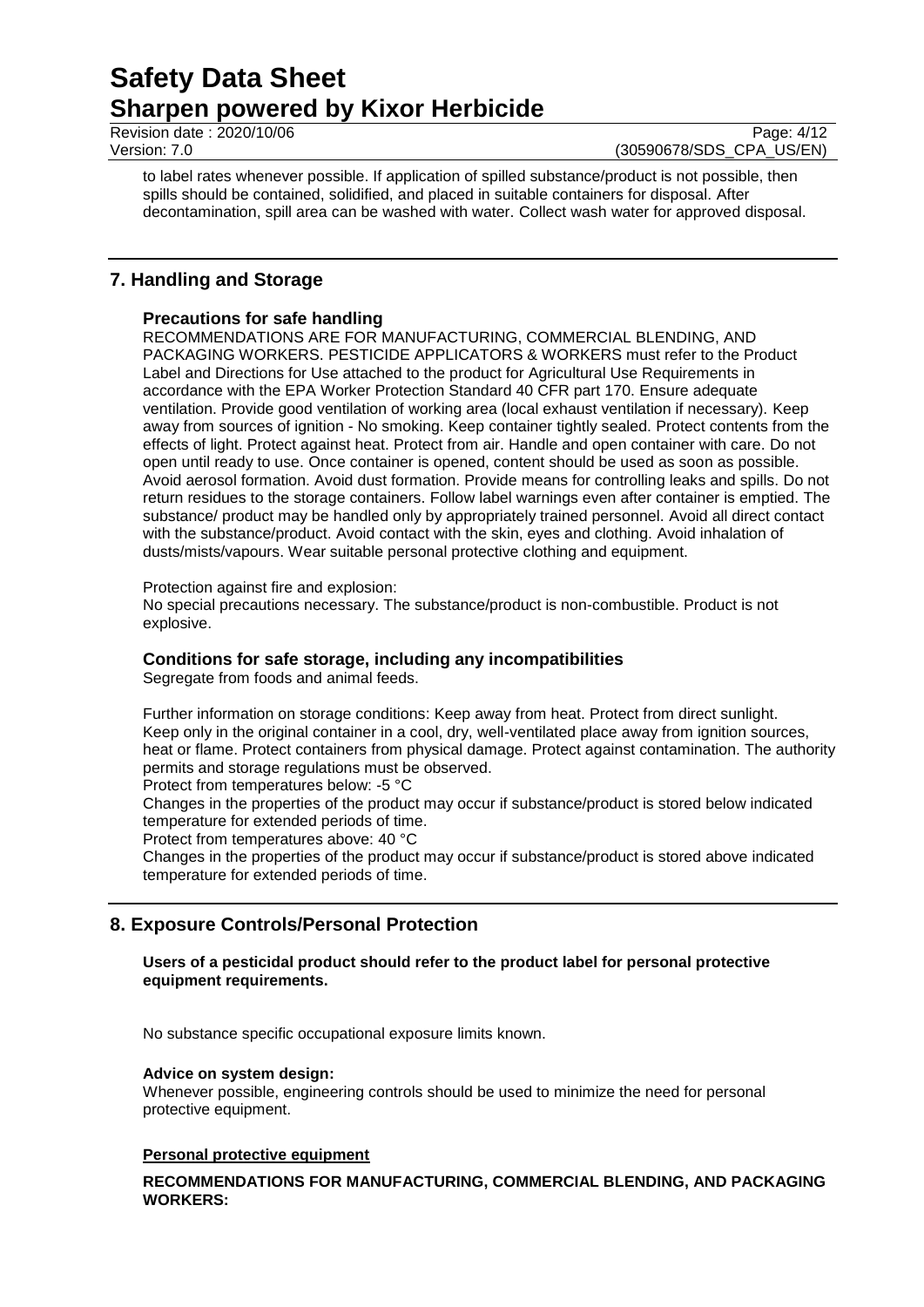to label rates whenever possible. If application of spilled substance/product is not possible, then spills should be contained, solidified, and placed in suitable containers for disposal. After decontamination, spill area can be washed with water. Collect wash water for approved disposal.

## 7. Handling and Storage

### Precautions for safe handling

RECOMMENDATIONS ARE FOR MANUFACTURING, COMMERCIAL BLENDING, AND PACKAGING WORKERS. PESTICIDE APPLICATORS & WORKERS must refer to the Product Label and Directions for Use attached to the product for Agricultural Use Requirements in accordance with the EPA Worker Protection Standard 40 CFR part 170. Ensure adequate ventilation. Provide good ventilation of working area (local exhaust ventilation if necessary). Keep away from sources of ignition - No smoking. Keep container tightly sealed. Protect contents from the effects of light. Protect against heat. Protect from air. Handle and open container with care. Do not open until ready to use. Once container is opened, content should be used as soon as possible. Avoid aerosol formation. Avoid dust formation. Provide means for controlling leaks and spills. Do not return residues to the storage containers. Follow label warnings even after container is emptied. The substance/ product may be handled only by appropriately trained personnel. Avoid all direct contact with the substance/product. Avoid contact with the skin, eyes and clothing. Avoid inhalation of dusts/mists/vapours. Wear suitable personal protective clothing and equipment.

Protection against fire and explosion:
No special precautions necessary. The substance/product is non-combustible. Product is not explosive.

### Conditions for safe storage, including any incompatibilities

Segregate from foods and animal feeds.

Further information on storage conditions: Keep away from heat. Protect from direct sunlight. Keep only in the original container in a cool, dry, well-ventilated place away from ignition sources, heat or flame. Protect containers from physical damage. Protect against contamination. The authority permits and storage regulations must be observed.
Protect from temperatures below: -5 °C
Changes in the properties of the product may occur if substance/product is stored below indicated temperature for extended periods of time.
Protect from temperatures above: 40 °C
Changes in the properties of the product may occur if substance/product is stored above indicated temperature for extended periods of time.

## 8. Exposure Controls/Personal Protection

**Users of a pesticidal product should refer to the product label for personal protective equipment requirements.**

No substance specific occupational exposure limits known.

**Advice on system design:**
Whenever possible, engineering controls should be used to minimize the need for personal protective equipment.

**Personal protective equipment**

**RECOMMENDATIONS FOR MANUFACTURING, COMMERCIAL BLENDING, AND PACKAGING WORKERS:**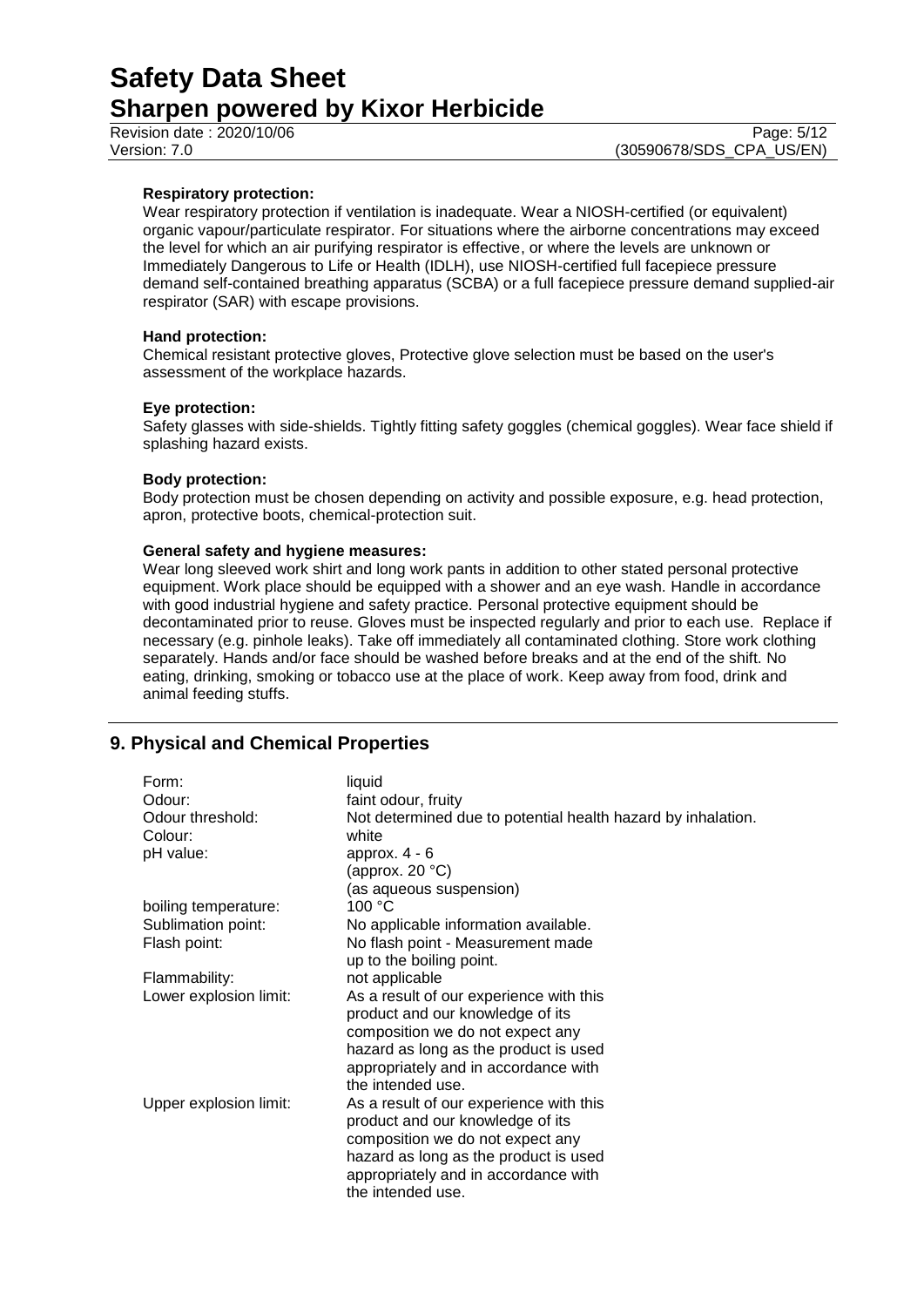**Respiratory protection:**

Wear respiratory protection if ventilation is inadequate. Wear a NIOSH-certified (or equivalent) organic vapour/particulate respirator. For situations where the airborne concentrations may exceed the level for which an air purifying respirator is effective, or where the levels are unknown or Immediately Dangerous to Life or Health (IDLH), use NIOSH-certified full facepiece pressure demand self-contained breathing apparatus (SCBA) or a full facepiece pressure demand supplied-air respirator (SAR) with escape provisions.

**Hand protection:**

Chemical resistant protective gloves, Protective glove selection must be based on the user's assessment of the workplace hazards.

**Eye protection:**

Safety glasses with side-shields. Tightly fitting safety goggles (chemical goggles). Wear face shield if splashing hazard exists.

**Body protection:**

Body protection must be chosen depending on activity and possible exposure, e.g. head protection, apron, protective boots, chemical-protection suit.

**General safety and hygiene measures:**

Wear long sleeved work shirt and long work pants in addition to other stated personal protective equipment. Work place should be equipped with a shower and an eye wash. Handle in accordance with good industrial hygiene and safety practice. Personal protective equipment should be decontaminated prior to reuse. Gloves must be inspected regularly and prior to each use. Replace if necessary (e.g. pinhole leaks). Take off immediately all contaminated clothing. Store work clothing separately. Hands and/or face should be washed before breaks and at the end of the shift. No eating, drinking, smoking or tobacco use at the place of work. Keep away from food, drink and animal feeding stuffs.

## 9. Physical and Chemical Properties

| | |
|---|---|
| Form: | liquid |
| Odour: | faint odour, fruity |
| Odour threshold: | Not determined due to potential health hazard by inhalation. |
| Colour: | white |
| pH value: | approx. 4 - 6<br>(approx. 20 °C)<br>(as aqueous suspension) |
| boiling temperature: | 100 °C |
| Sublimation point: | No applicable information available. |
| Flash point: | No flash point - Measurement made up to the boiling point. |
| Flammability: | not applicable |
| Lower explosion limit: | As a result of our experience with this product and our knowledge of its composition we do not expect any hazard as long as the product is used appropriately and in accordance with the intended use. |
| Upper explosion limit: | As a result of our experience with this product and our knowledge of its composition we do not expect any hazard as long as the product is used appropriately and in accordance with the intended use. |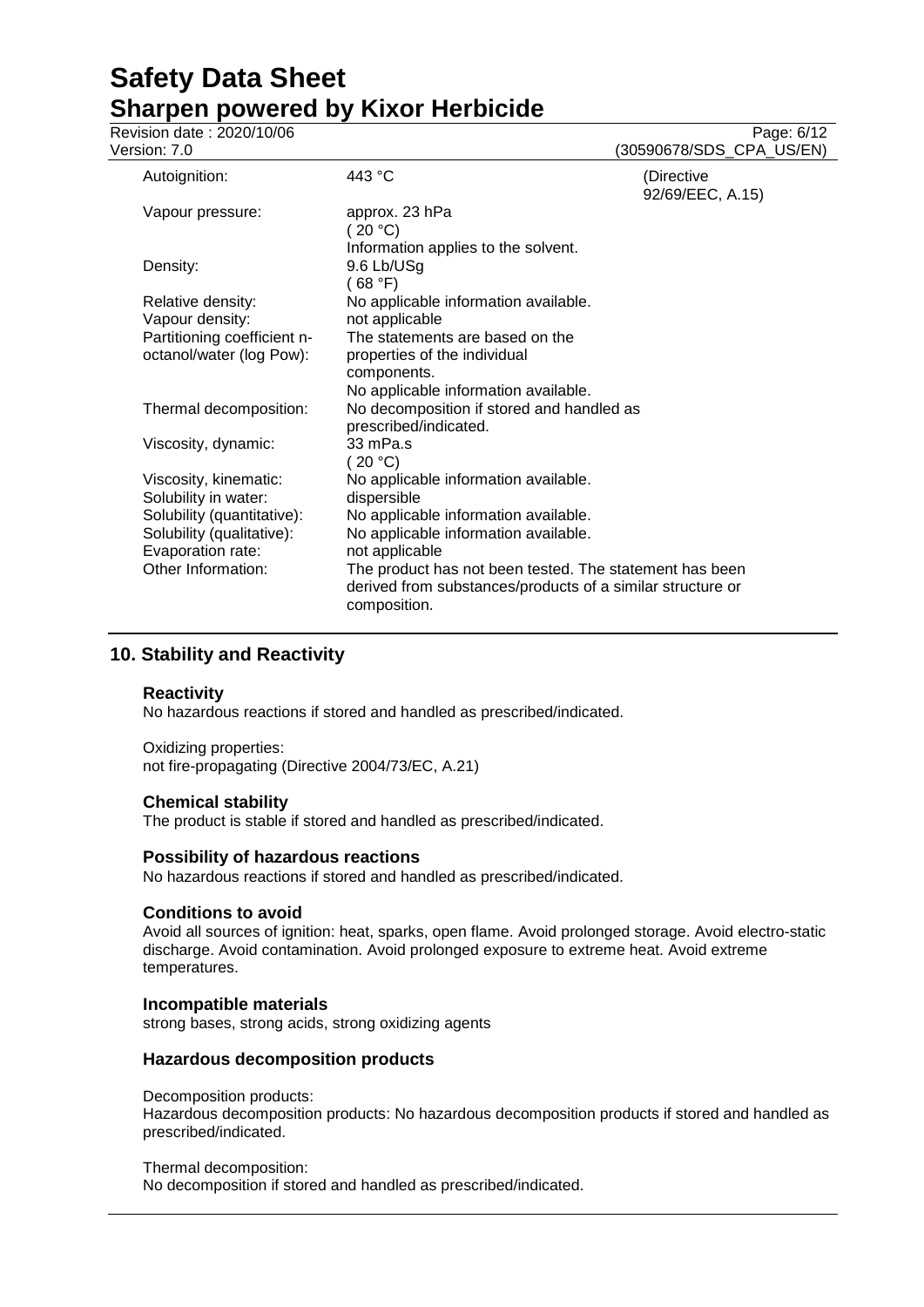| | | |
|---|---|---|
| Autoignition: | 443 °C | (Directive 92/69/EEC, A.15) |
| Vapour pressure: | approx. 23 hPa<br>( 20 °C)<br>Information applies to the solvent. | |
| Density: | 9.6 Lb/USg<br>( 68 °F) | |
| Relative density: | No applicable information available. | |
| Vapour density: | not applicable | |
| Partitioning coefficient n-octanol/water (log Pow): | The statements are based on the properties of the individual components.<br>No applicable information available. | |
| Thermal decomposition: | No decomposition if stored and handled as prescribed/indicated. | |
| Viscosity, dynamic: | 33 mPa.s<br>( 20 °C) | |
| Viscosity, kinematic: | No applicable information available. | |
| Solubility in water: | dispersible | |
| Solubility (quantitative): | No applicable information available. | |
| Solubility (qualitative): | No applicable information available. | |
| Evaporation rate: | not applicable | |
| Other Information: | The product has not been tested. The statement has been derived from substances/products of a similar structure or composition. | |

## 10. Stability and Reactivity

### Reactivity

No hazardous reactions if stored and handled as prescribed/indicated.

Oxidizing properties:
not fire-propagating (Directive 2004/73/EC, A.21)

### Chemical stability

The product is stable if stored and handled as prescribed/indicated.

### Possibility of hazardous reactions

No hazardous reactions if stored and handled as prescribed/indicated.

### Conditions to avoid

Avoid all sources of ignition: heat, sparks, open flame. Avoid prolonged storage. Avoid electro-static discharge. Avoid contamination. Avoid prolonged exposure to extreme heat. Avoid extreme temperatures.

### Incompatible materials

strong bases, strong acids, strong oxidizing agents

### Hazardous decomposition products

Decomposition products:
Hazardous decomposition products: No hazardous decomposition products if stored and handled as prescribed/indicated.

Thermal decomposition:
No decomposition if stored and handled as prescribed/indicated.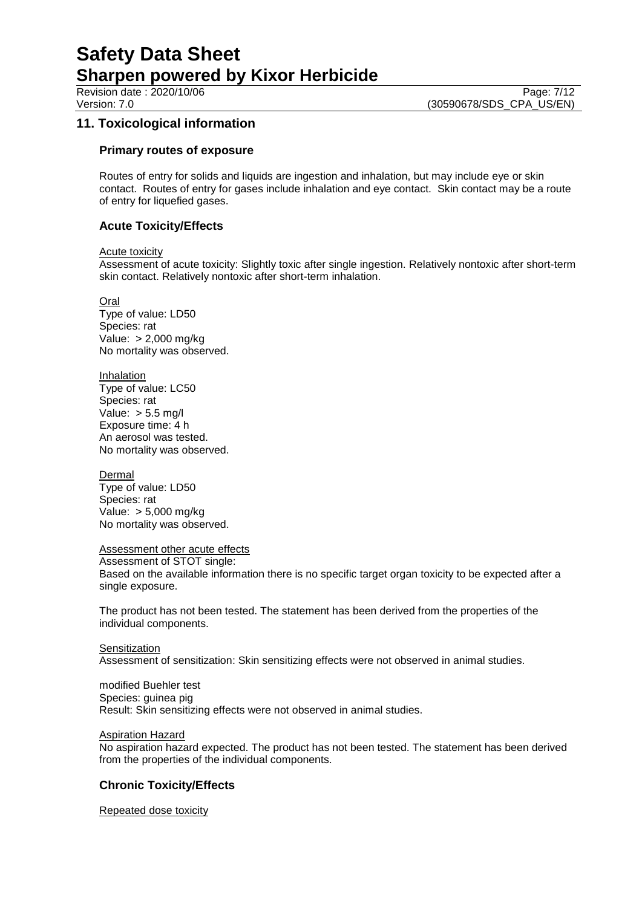## 11. Toxicological information

### Primary routes of exposure

Routes of entry for solids and liquids are ingestion and inhalation, but may include eye or skin contact. Routes of entry for gases include inhalation and eye contact. Skin contact may be a route of entry for liquefied gases.

### Acute Toxicity/Effects

Acute toxicity

Assessment of acute toxicity: Slightly toxic after single ingestion. Relatively nontoxic after short-term skin contact. Relatively nontoxic after short-term inhalation.

Oral

Type of value: LD50
Species: rat
Value: > 2,000 mg/kg
No mortality was observed.

Inhalation

Type of value: LC50
Species: rat
Value: > 5.5 mg/l
Exposure time: 4 h
An aerosol was tested.
No mortality was observed.

Dermal

Type of value: LD50
Species: rat
Value: > 5,000 mg/kg
No mortality was observed.

Assessment other acute effects

Assessment of STOT single:
Based on the available information there is no specific target organ toxicity to be expected after a single exposure.

The product has not been tested. The statement has been derived from the properties of the individual components.

Sensitization

Assessment of sensitization: Skin sensitizing effects were not observed in animal studies.

modified Buehler test
Species: guinea pig
Result: Skin sensitizing effects were not observed in animal studies.

Aspiration Hazard

No aspiration hazard expected. The product has not been tested. The statement has been derived from the properties of the individual components.

### Chronic Toxicity/Effects

Repeated dose toxicity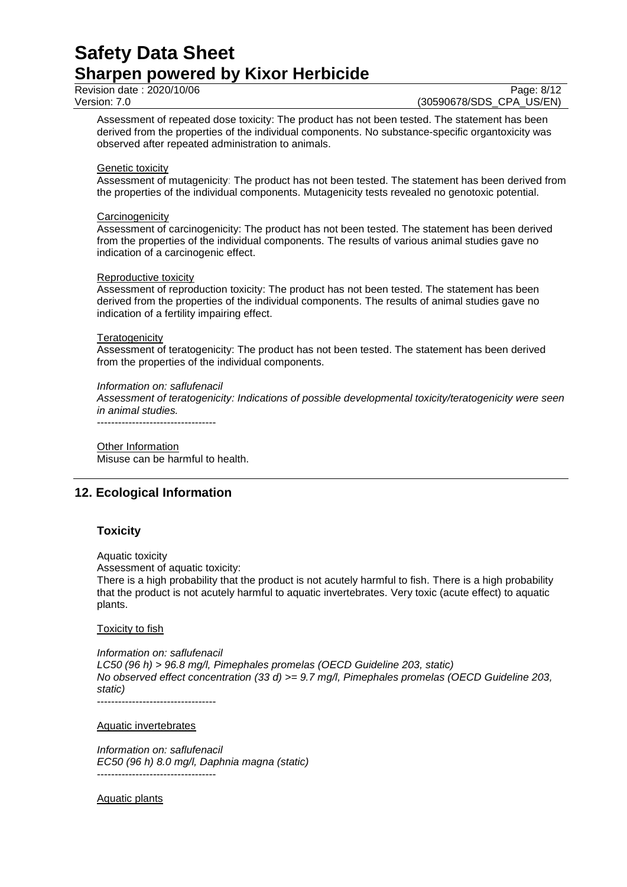Assessment of repeated dose toxicity: The product has not been tested. The statement has been derived from the properties of the individual components. No substance-specific organtoxicity was observed after repeated administration to animals.

Genetic toxicity

Assessment of mutagenicity: The product has not been tested. The statement has been derived from the properties of the individual components. Mutagenicity tests revealed no genotoxic potential.

Carcinogenicity

Assessment of carcinogenicity: The product has not been tested. The statement has been derived from the properties of the individual components. The results of various animal studies gave no indication of a carcinogenic effect.

Reproductive toxicity

Assessment of reproduction toxicity: The product has not been tested. The statement has been derived from the properties of the individual components. The results of animal studies gave no indication of a fertility impairing effect.

Teratogenicity

Assessment of teratogenicity: The product has not been tested. The statement has been derived from the properties of the individual components.

*Information on: saflufenacil*
*Assessment of teratogenicity: Indications of possible developmental toxicity/teratogenicity were seen in animal studies.*

----------------------------------

Other Information

Misuse can be harmful to health.

## 12. Ecological Information

### Toxicity

Aquatic toxicity

Assessment of aquatic toxicity:

There is a high probability that the product is not acutely harmful to fish. There is a high probability that the product is not acutely harmful to aquatic invertebrates. Very toxic (acute effect) to aquatic plants.

Toxicity to fish

*Information on: saflufenacil*
*LC50 (96 h) > 96.8 mg/l, Pimephales promelas (OECD Guideline 203, static)*
*No observed effect concentration (33 d) >= 9.7 mg/l, Pimephales promelas (OECD Guideline 203, static)*

----------------------------------

Aquatic invertebrates

*Information on: saflufenacil*
*EC50 (96 h) 8.0 mg/l, Daphnia magna (static)*

----------------------------------

Aquatic plants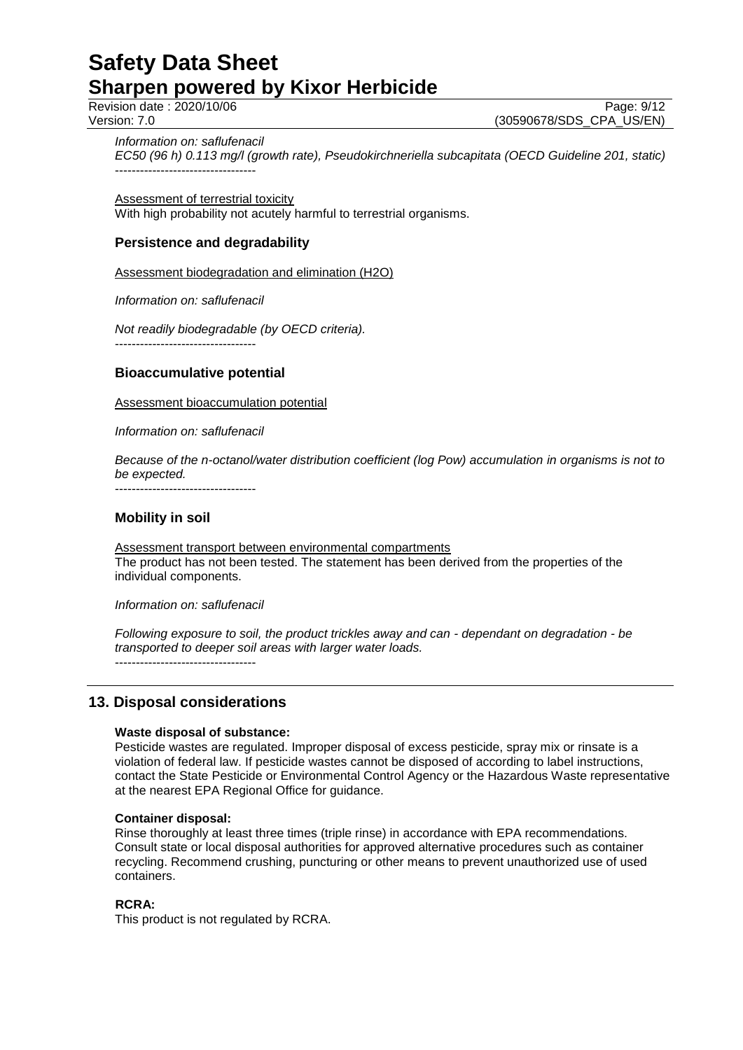*Information on: saflufenacil*
*EC50 (96 h) 0.113 mg/l (growth rate), Pseudokirchneriella subcapitata (OECD Guideline 201, static)*
----------------------------------

Assessment of terrestrial toxicity
With high probability not acutely harmful to terrestrial organisms.

### Persistence and degradability

Assessment biodegradation and elimination ($H_2O$)

*Information on: saflufenacil*

*Not readily biodegradable (by OECD criteria).*
----------------------------------

### Bioaccumulative potential

Assessment bioaccumulation potential

*Information on: saflufenacil*

*Because of the n-octanol/water distribution coefficient (log Pow) accumulation in organisms is not to be expected.*
----------------------------------

### Mobility in soil

Assessment transport between environmental compartments
The product has not been tested. The statement has been derived from the properties of the individual components.

*Information on: saflufenacil*

*Following exposure to soil, the product trickles away and can - dependant on degradation - be transported to deeper soil areas with larger water loads.*
----------------------------------

## 13. Disposal considerations

**Waste disposal of substance:**
Pesticide wastes are regulated. Improper disposal of excess pesticide, spray mix or rinsate is a violation of federal law. If pesticide wastes cannot be disposed of according to label instructions, contact the State Pesticide or Environmental Control Agency or the Hazardous Waste representative at the nearest EPA Regional Office for guidance.

**Container disposal:**
Rinse thoroughly at least three times (triple rinse) in accordance with EPA recommendations. Consult state or local disposal authorities for approved alternative procedures such as container recycling. Recommend crushing, puncturing or other means to prevent unauthorized use of used containers.

**RCRA:**
This product is not regulated by RCRA.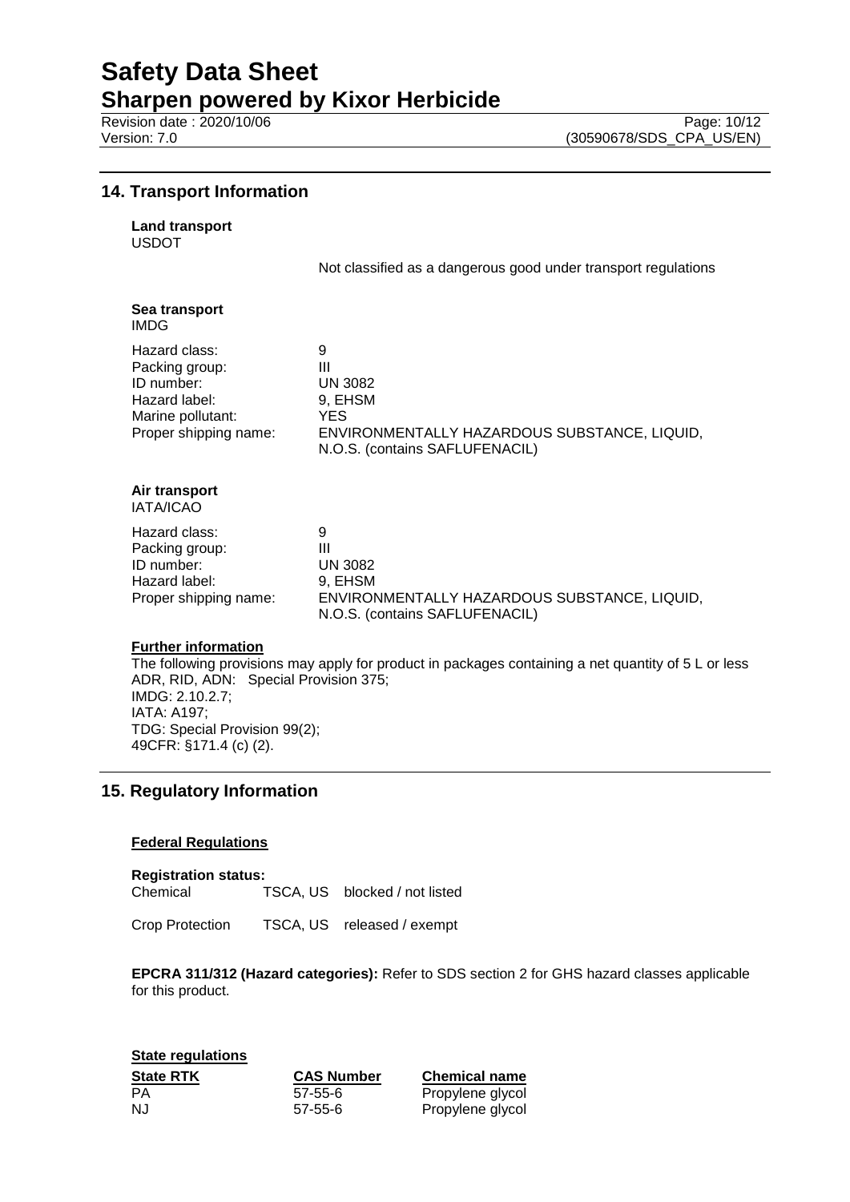## 14. Transport Information

**Land transport**
USDOT

Not classified as a dangerous good under transport regulations

**Sea transport**
IMDG

| | |
|---|---|
| Hazard class: | 9 |
| Packing group: | III |
| ID number: | UN 3082 |
| Hazard label: | 9, EHSM |
| Marine pollutant: | YES |
| Proper shipping name: | ENVIRONMENTALLY HAZARDOUS SUBSTANCE, LIQUID, N.O.S. (contains SAFLUFENACIL) |

**Air transport**
IATA/ICAO

| | |
|---|---|
| Hazard class: | 9 |
| Packing group: | III |
| ID number: | UN 3082 |
| Hazard label: | 9, EHSM |
| Proper shipping name: | ENVIRONMENTALLY HAZARDOUS SUBSTANCE, LIQUID, N.O.S. (contains SAFLUFENACIL) |

**Further information**

The following provisions may apply for product in packages containing a net quantity of 5 L or less
ADR, RID, ADN: Special Provision 375;
IMDG: 2.10.2.7;
IATA: A197;
TDG: Special Provision 99(2);
49CFR: §171.4 (c) (2).

## 15. Regulatory Information

**Federal Regulations**

**Registration status:**

| | | |
|---|---|---|
| Chemical | TSCA, US | blocked / not listed |
| Crop Protection | TSCA, US | released / exempt |

**EPCRA 311/312 (Hazard categories):** Refer to SDS section 2 for GHS hazard classes applicable for this product.

**State regulations**

| State RTK | CAS Number | Chemical name |
|---|---|---|
| PA | 57-55-6 | Propylene glycol |
| NJ | 57-55-6 | Propylene glycol |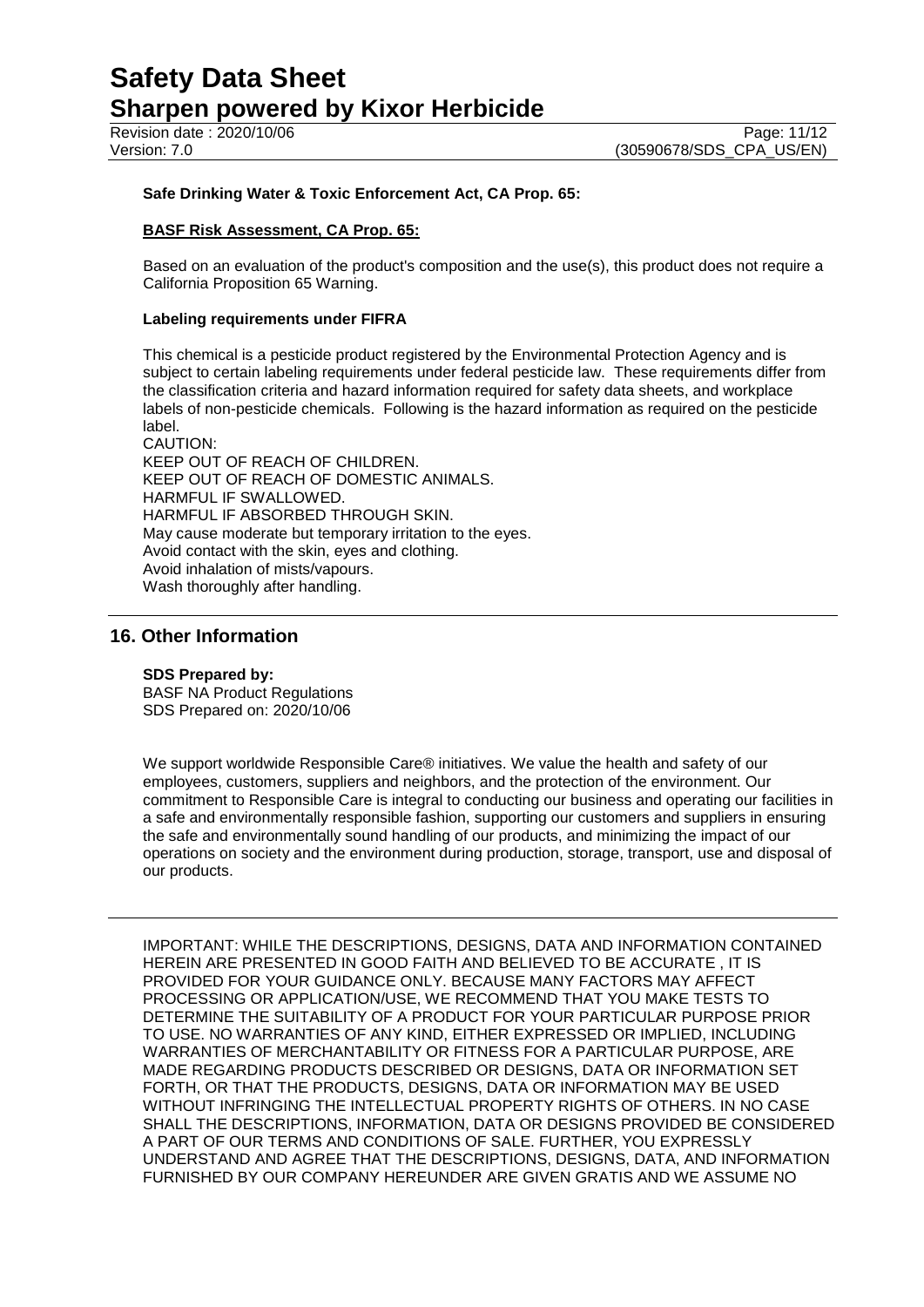**Safe Drinking Water & Toxic Enforcement Act, CA Prop. 65:**

**BASF Risk Assessment, CA Prop. 65:**

Based on an evaluation of the product's composition and the use(s), this product does not require a California Proposition 65 Warning.

**Labeling requirements under FIFRA**

This chemical is a pesticide product registered by the Environmental Protection Agency and is subject to certain labeling requirements under federal pesticide law. These requirements differ from the classification criteria and hazard information required for safety data sheets, and workplace labels of non-pesticide chemicals. Following is the hazard information as required on the pesticide label.
CAUTION:
KEEP OUT OF REACH OF CHILDREN.
KEEP OUT OF REACH OF DOMESTIC ANIMALS.
HARMFUL IF SWALLOWED.
HARMFUL IF ABSORBED THROUGH SKIN.
May cause moderate but temporary irritation to the eyes.
Avoid contact with the skin, eyes and clothing.
Avoid inhalation of mists/vapours.
Wash thoroughly after handling.

## 16. Other Information

**SDS Prepared by:**
BASF NA Product Regulations
SDS Prepared on: 2020/10/06

We support worldwide Responsible Care® initiatives. We value the health and safety of our employees, customers, suppliers and neighbors, and the protection of the environment. Our commitment to Responsible Care is integral to conducting our business and operating our facilities in a safe and environmentally responsible fashion, supporting our customers and suppliers in ensuring the safe and environmentally sound handling of our products, and minimizing the impact of our operations on society and the environment during production, storage, transport, use and disposal of our products.

IMPORTANT: WHILE THE DESCRIPTIONS, DESIGNS, DATA AND INFORMATION CONTAINED HEREIN ARE PRESENTED IN GOOD FAITH AND BELIEVED TO BE ACCURATE , IT IS PROVIDED FOR YOUR GUIDANCE ONLY. BECAUSE MANY FACTORS MAY AFFECT PROCESSING OR APPLICATION/USE, WE RECOMMEND THAT YOU MAKE TESTS TO DETERMINE THE SUITABILITY OF A PRODUCT FOR YOUR PARTICULAR PURPOSE PRIOR TO USE. NO WARRANTIES OF ANY KIND, EITHER EXPRESSED OR IMPLIED, INCLUDING WARRANTIES OF MERCHANTABILITY OR FITNESS FOR A PARTICULAR PURPOSE, ARE MADE REGARDING PRODUCTS DESCRIBED OR DESIGNS, DATA OR INFORMATION SET FORTH, OR THAT THE PRODUCTS, DESIGNS, DATA OR INFORMATION MAY BE USED WITHOUT INFRINGING THE INTELLECTUAL PROPERTY RIGHTS OF OTHERS. IN NO CASE SHALL THE DESCRIPTIONS, INFORMATION, DATA OR DESIGNS PROVIDED BE CONSIDERED A PART OF OUR TERMS AND CONDITIONS OF SALE. FURTHER, YOU EXPRESSLY UNDERSTAND AND AGREE THAT THE DESCRIPTIONS, DESIGNS, DATA, AND INFORMATION FURNISHED BY OUR COMPANY HEREUNDER ARE GIVEN GRATIS AND WE ASSUME NO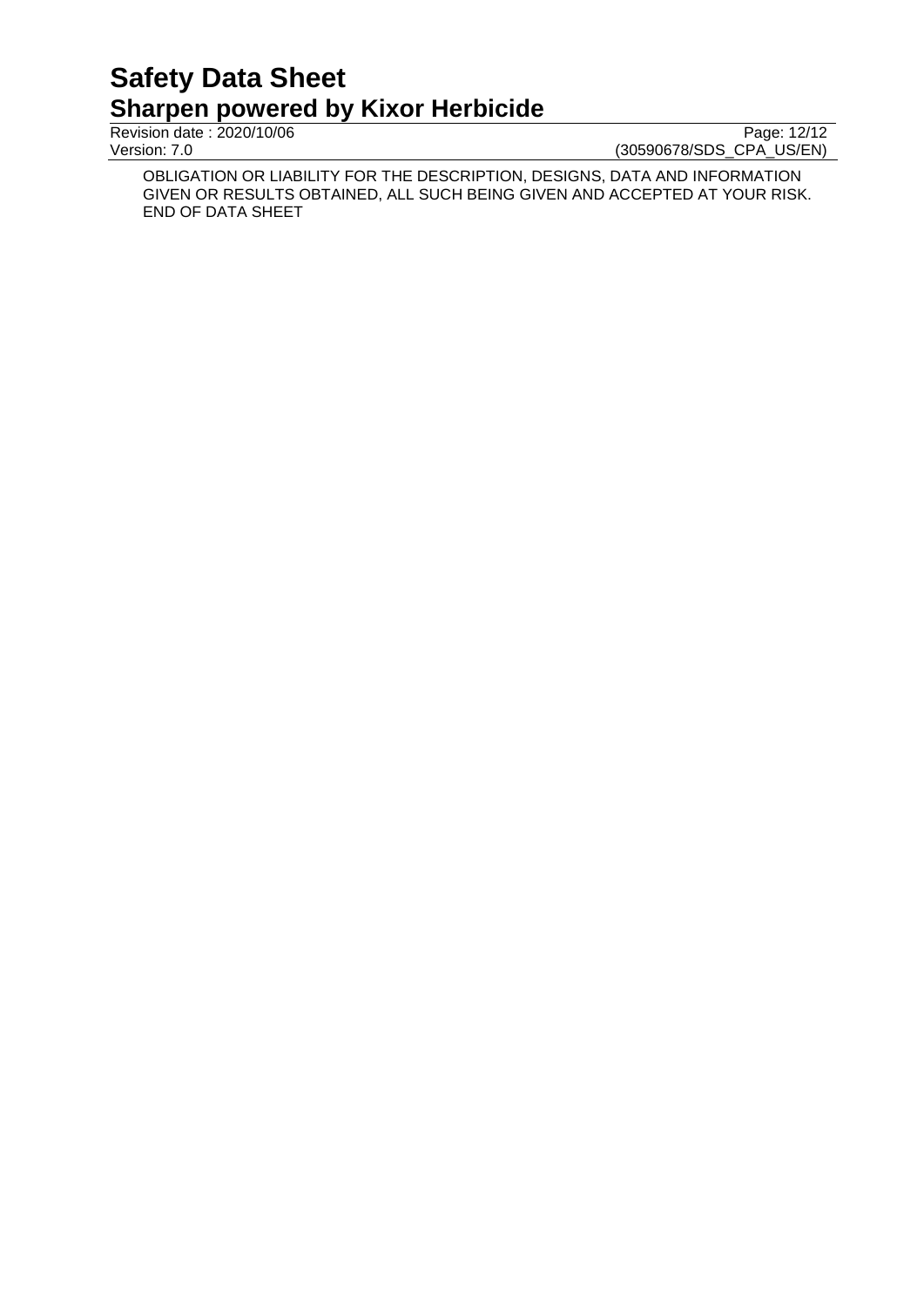OBLIGATION OR LIABILITY FOR THE DESCRIPTION, DESIGNS, DATA AND INFORMATION GIVEN OR RESULTS OBTAINED, ALL SUCH BEING GIVEN AND ACCEPTED AT YOUR RISK.
END OF DATA SHEET